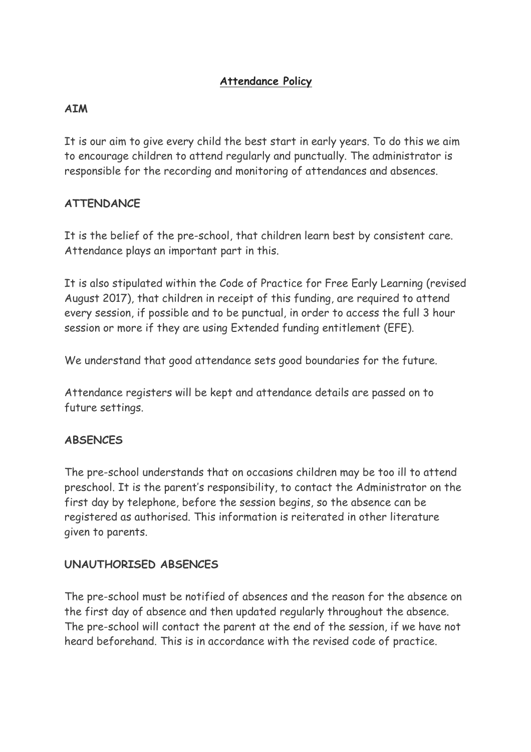# Attendance Policy

## AIM

It is our aim to give every child the best start in early years. To do this we aim to encourage children to attend regularly and punctually. The administrator is responsible for the recording and monitoring of attendances and absences.

## ATTENDANCE

It is the belief of the pre-school, that children learn best by consistent care. Attendance plays an important part in this.

It is also stipulated within the Code of Practice for Free Early Learning (revised August 2017), that children in receipt of this funding, are required to attend every session, if possible and to be punctual, in order to access the full 3 hour session or more if they are using Extended funding entitlement (EFE).

We understand that good attendance sets good boundaries for the future.

Attendance registers will be kept and attendance details are passed on to future settings.

## ABSENCES

The pre-school understands that on occasions children may be too ill to attend preschool. It is the parent's responsibility, to contact the Administrator on the first day by telephone, before the session begins, so the absence can be registered as authorised. This information is reiterated in other literature given to parents.

## UNAUTHORISED ABSENCES

The pre-school must be notified of absences and the reason for the absence on the first day of absence and then updated regularly throughout the absence. The pre-school will contact the parent at the end of the session, if we have not heard beforehand. This is in accordance with the revised code of practice.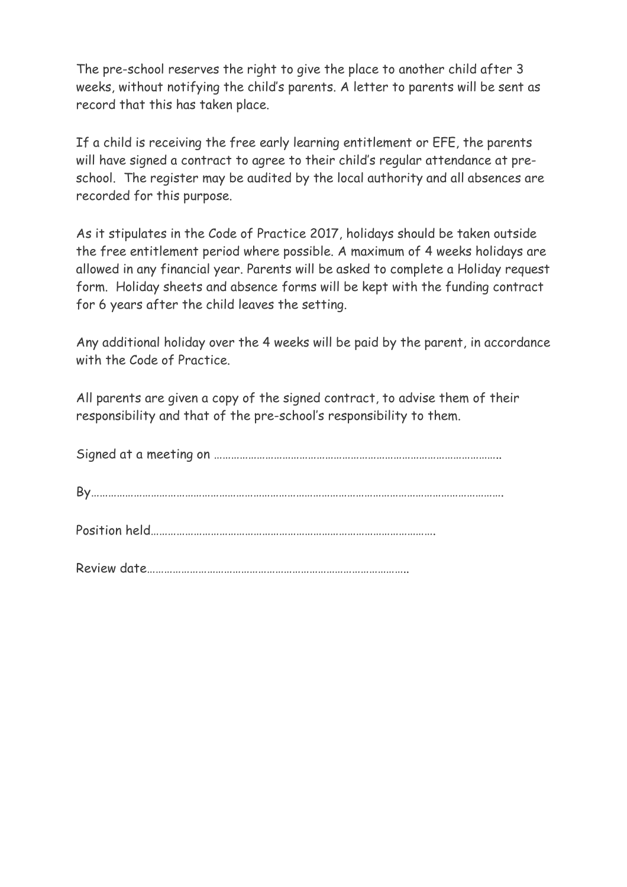The pre-school reserves the right to give the place to another child after 3 weeks, without notifying the child's parents. A letter to parents will be sent as record that this has taken place.

If a child is receiving the free early learning entitlement or EFE, the parents will have signed a contract to agree to their child's regular attendance at pre-school. The register may be audited by the local authority and all absences are recorded for this purpose.

As it stipulates in the Code of Practice 2017, holidays should be taken outside the free entitlement period where possible. A maximum of 4 weeks holidays are allowed in any financial year. Parents will be asked to complete a Holiday request form. Holiday sheets and absence forms will be kept with the funding contract for 6 years after the child leaves the setting.

Any additional holiday over the 4 weeks will be paid by the parent, in accordance with the Code of Practice.

All parents are given a copy of the signed contract, to advise them of their responsibility and that of the pre-school's responsibility to them.

Signed at a meeting on ……………………………………………………………………………………..

By……………………………………………………………………………………………………………………….

Position held……………………………………………………………………………………….

Review date……………………………………………………………………………….